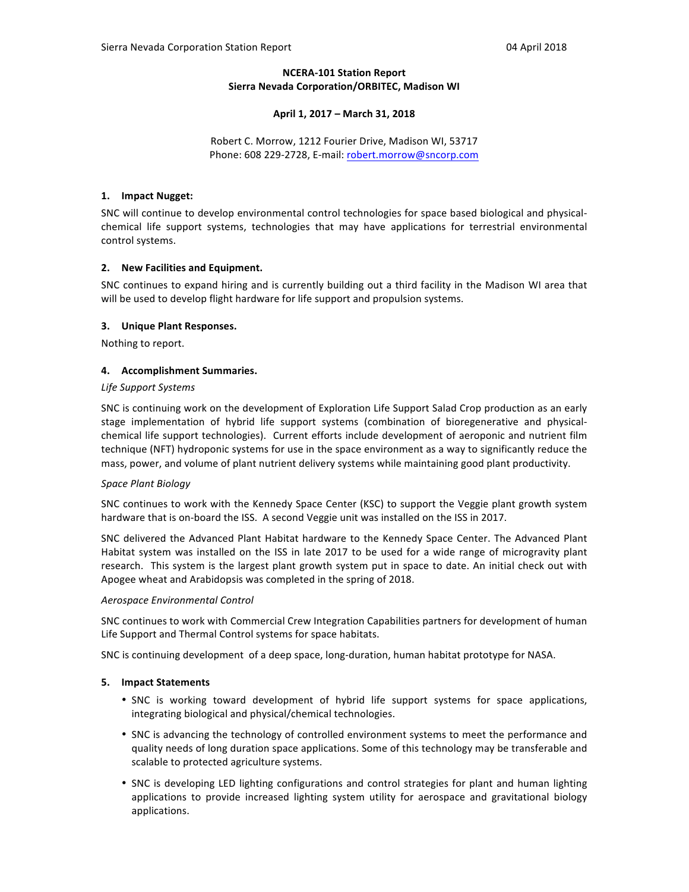**NCERA-101 Station Report**
**Sierra Nevada Corporation/ORBITEC, Madison WI**

**April 1, 2017 – March 31, 2018**

Robert C. Morrow, 1212 Fourier Drive, Madison WI, 53717
Phone: 608 229-2728, E-mail: robert.morrow@sncorp.com

### 1. Impact Nugget:

SNC will continue to develop environmental control technologies for space based biological and physical-chemical life support systems, technologies that may have applications for terrestrial environmental control systems.

### 2. New Facilities and Equipment.

SNC continues to expand hiring and is currently building out a third facility in the Madison WI area that will be used to develop flight hardware for life support and propulsion systems.

### 3. Unique Plant Responses.

Nothing to report.

### 4. Accomplishment Summaries.

*Life Support Systems*

SNC is continuing work on the development of Exploration Life Support Salad Crop production as an early stage implementation of hybrid life support systems (combination of bioregenerative and physical-chemical life support technologies). Current efforts include development of aeroponic and nutrient film technique (NFT) hydroponic systems for use in the space environment as a way to significantly reduce the mass, power, and volume of plant nutrient delivery systems while maintaining good plant productivity.

*Space Plant Biology*

SNC continues to work with the Kennedy Space Center (KSC) to support the Veggie plant growth system hardware that is on-board the ISS. A second Veggie unit was installed on the ISS in 2017.

SNC delivered the Advanced Plant Habitat hardware to the Kennedy Space Center. The Advanced Plant Habitat system was installed on the ISS in late 2017 to be used for a wide range of microgravity plant research. This system is the largest plant growth system put in space to date. An initial check out with Apogee wheat and Arabidopsis was completed in the spring of 2018.

*Aerospace Environmental Control*

SNC continues to work with Commercial Crew Integration Capabilities partners for development of human Life Support and Thermal Control systems for space habitats.

SNC is continuing development of a deep space, long-duration, human habitat prototype for NASA.

### 5. Impact Statements

- SNC is working toward development of hybrid life support systems for space applications, integrating biological and physical/chemical technologies.
- SNC is advancing the technology of controlled environment systems to meet the performance and quality needs of long duration space applications. Some of this technology may be transferable and scalable to protected agriculture systems.
- SNC is developing LED lighting configurations and control strategies for plant and human lighting applications to provide increased lighting system utility for aerospace and gravitational biology applications.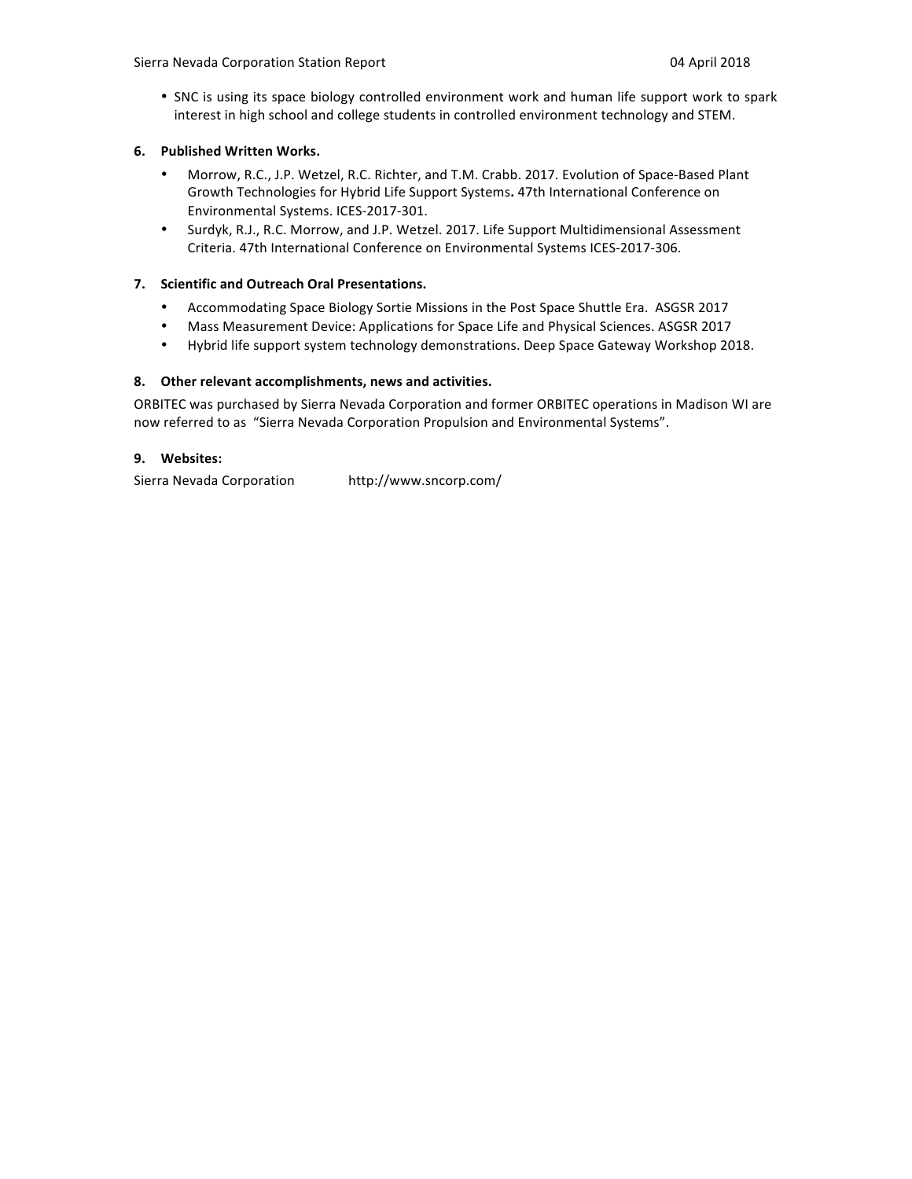- SNC is using its space biology controlled environment work and human life support work to spark interest in high school and college students in controlled environment technology and STEM.

### 6. Published Written Works.

- Morrow, R.C., J.P. Wetzel, R.C. Richter, and T.M. Crabb. 2017. Evolution of Space-Based Plant Growth Technologies for Hybrid Life Support Systems**.** 47th International Conference on Environmental Systems. ICES-2017-301.
- Surdyk, R.J., R.C. Morrow, and J.P. Wetzel. 2017. Life Support Multidimensional Assessment Criteria. 47th International Conference on Environmental Systems ICES-2017-306.

### 7. Scientific and Outreach Oral Presentations.

- Accommodating Space Biology Sortie Missions in the Post Space Shuttle Era. ASGSR 2017
- Mass Measurement Device: Applications for Space Life and Physical Sciences. ASGSR 2017
- Hybrid life support system technology demonstrations. Deep Space Gateway Workshop 2018.

### 8. Other relevant accomplishments, news and activities.

ORBITEC was purchased by Sierra Nevada Corporation and former ORBITEC operations in Madison WI are now referred to as "Sierra Nevada Corporation Propulsion and Environmental Systems".

### 9. Websites:

Sierra Nevada Corporation http://www.sncorp.com/